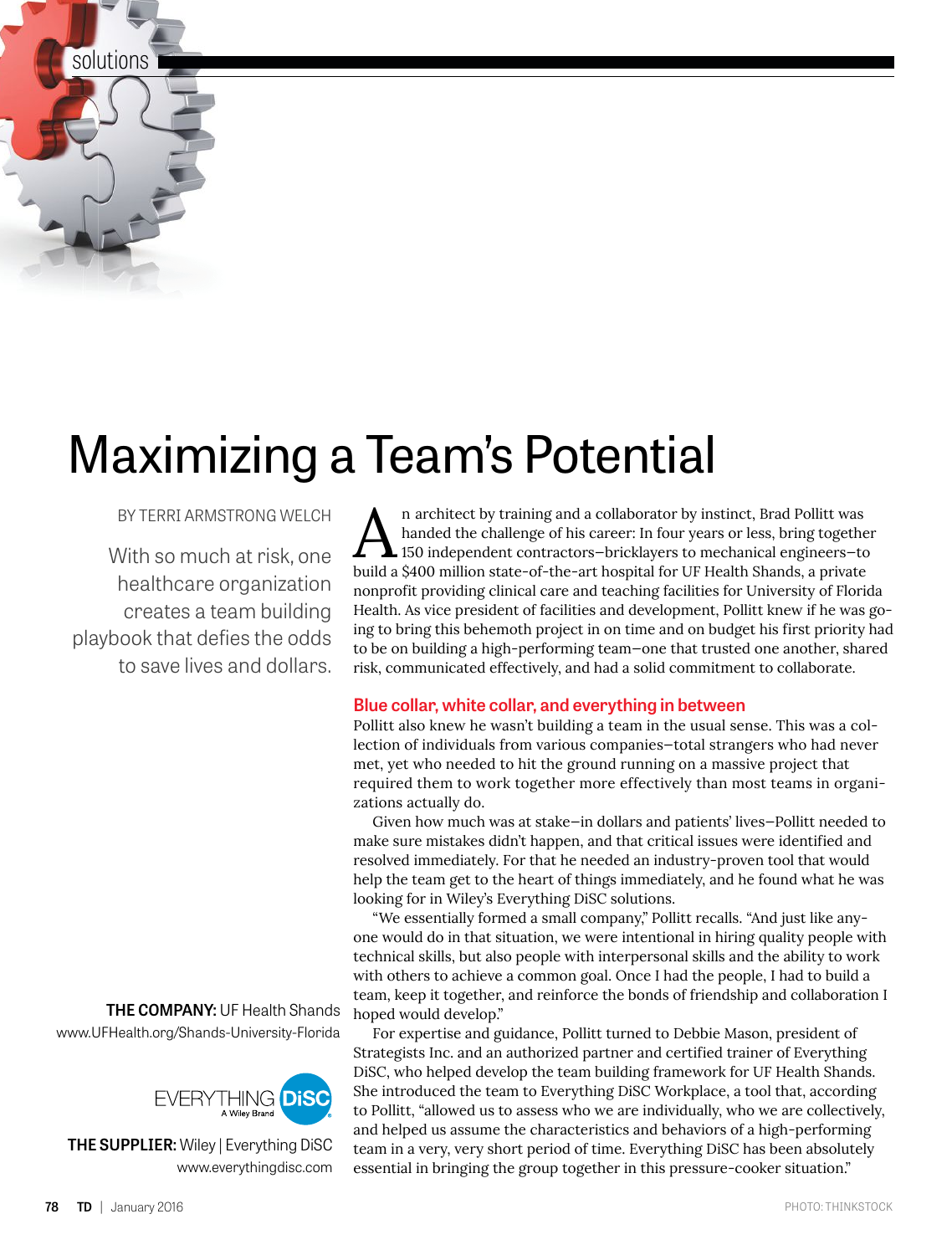solutions

# Maximizing a Team's Potential

BY TERRI ARMSTRONG WELCH

With so much at risk, one healthcare organization creates a team building playbook that defies the odds to save lives and dollars.

An architect by training and a collaborator by instinct, Brad Pollitt was handed the challenge of his career: In four years or less, bring together 150 independent contractors—bricklayers to mechanical engineers—to build a $400 million state-of-the-art hospital for UF Health Shands, a private nonprofit providing clinical care and teaching facilities for University of Florida Health. As vice president of facilities and development, Pollitt knew if he was going to bring this behemoth project in on time and on budget his first priority had to be on building a high-performing team—one that trusted one another, shared risk, communicated effectively, and had a solid commitment to collaborate.

## Blue collar, white collar, and everything in between

Pollitt also knew he wasn't building a team in the usual sense. This was a collection of individuals from various companies—total strangers who had never met, yet who needed to hit the ground running on a massive project that required them to work together more effectively than most teams in organizations actually do.

Given how much was at stake—in dollars and patients' lives—Pollitt needed to make sure mistakes didn't happen, and that critical issues were identified and resolved immediately. For that he needed an industry-proven tool that would help the team get to the heart of things immediately, and he found what he was looking for in Wiley's Everything DiSC solutions.

"We essentially formed a small company," Pollitt recalls. "And just like anyone would do in that situation, we were intentional in hiring quality people with technical skills, but also people with interpersonal skills and the ability to work with others to achieve a common goal. Once I had the people, I had to build a team, keep it together, and reinforce the bonds of friendship and collaboration I hoped would develop."

For expertise and guidance, Pollitt turned to Debbie Mason, president of Strategists Inc. and an authorized partner and certified trainer of Everything DiSC, who helped develop the team building framework for UF Health Shands. She introduced the team to Everything DiSC Workplace, a tool that, according to Pollitt, "allowed us to assess who we are individually, who we are collectively, and helped us assume the characteristics and behaviors of a high-performing team in a very, very short period of time. Everything DiSC has been absolutely essential in bringing the group together in this pressure-cooker situation."

**THE COMPANY:** UF Health Shands
www.UFHealth.org/Shands-University-Florida

EVERYTHING DiSC
A Wiley Brand

**THE SUPPLIER:** Wiley | Everything DiSC
www.everythingdisc.com

PHOTO: THINKSTOCK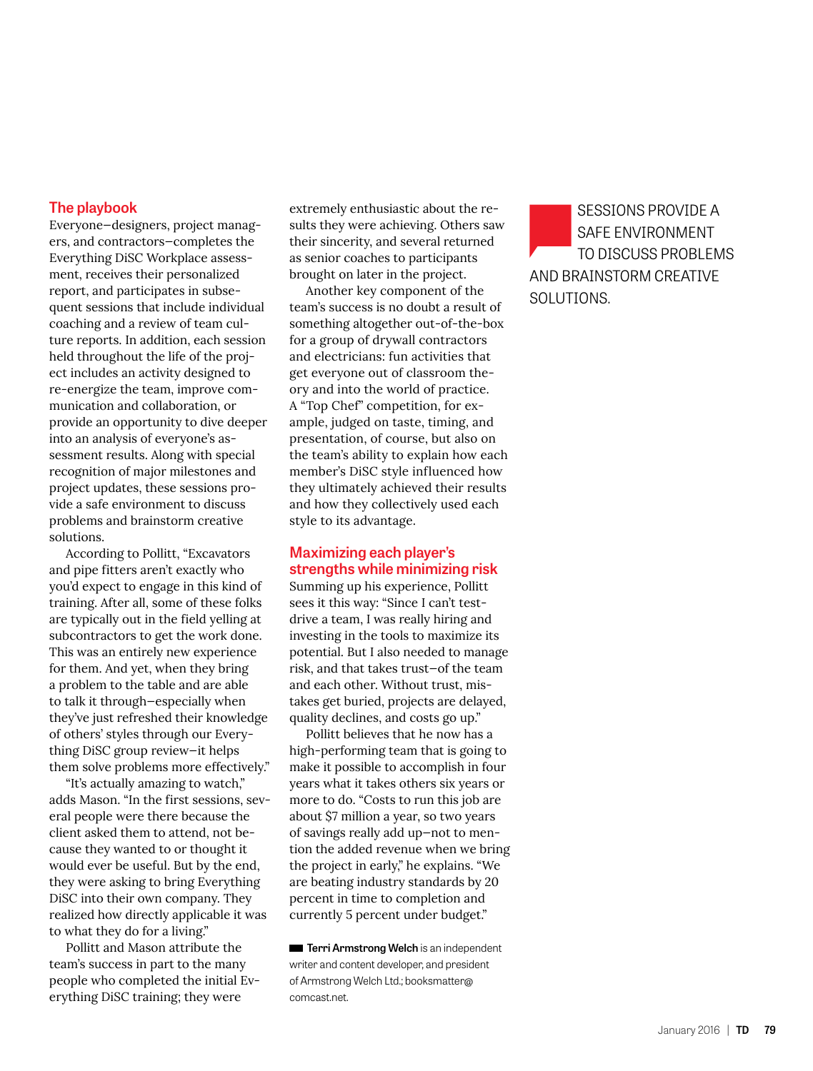## The playbook

Everyone—designers, project managers, and contractors—completes the Everything DiSC Workplace assessment, receives their personalized report, and participates in subsequent sessions that include individual coaching and a review of team culture reports. In addition, each session held throughout the life of the project includes an activity designed to re-energize the team, improve communication and collaboration, or provide an opportunity to dive deeper into an analysis of everyone's assessment results. Along with special recognition of major milestones and project updates, these sessions provide a safe environment to discuss problems and brainstorm creative solutions.

According to Pollitt, "Excavators and pipe fitters aren't exactly who you'd expect to engage in this kind of training. After all, some of these folks are typically out in the field yelling at subcontractors to get the work done. This was an entirely new experience for them. And yet, when they bring a problem to the table and are able to talk it through—especially when they've just refreshed their knowledge of others' styles through our Everything DiSC group review—it helps them solve problems more effectively."

"It's actually amazing to watch," adds Mason. "In the first sessions, several people were there because the client asked them to attend, not because they wanted to or thought it would ever be useful. But by the end, they were asking to bring Everything DiSC into their own company. They realized how directly applicable it was to what they do for a living."

Pollitt and Mason attribute the team's success in part to the many people who completed the initial Everything DiSC training; they were extremely enthusiastic about the results they were achieving. Others saw their sincerity, and several returned as senior coaches to participants brought on later in the project.

Another key component of the team's success is no doubt a result of something altogether out-of-the-box for a group of drywall contractors and electricians: fun activities that get everyone out of classroom theory and into the world of practice. A "Top Chef" competition, for example, judged on taste, timing, and presentation, of course, but also on the team's ability to explain how each member's DiSC style influenced how they ultimately achieved their results and how they collectively used each style to its advantage.

SESSIONS PROVIDE A SAFE ENVIRONMENT TO DISCUSS PROBLEMS AND BRAINSTORM CREATIVE SOLUTIONS.

## Maximizing each player's strengths while minimizing risk

Summing up his experience, Pollitt sees it this way: "Since I can't test-drive a team, I was really hiring and investing in the tools to maximize its potential. But I also needed to manage risk, and that takes trust—of the team and each other. Without trust, mistakes get buried, projects are delayed, quality declines, and costs go up."

Pollitt believes that he now has a high-performing team that is going to make it possible to accomplish in four years what it takes others six years or more to do. "Costs to run this job are about $7 million a year, so two years of savings really add up—not to mention the added revenue when we bring the project in early," he explains. "We are beating industry standards by 20 percent in time to completion and currently 5 percent under budget."

**Terri Armstrong Welch** is an independent writer and content developer, and president of Armstrong Welch Ltd.; booksmatter@comcast.net.